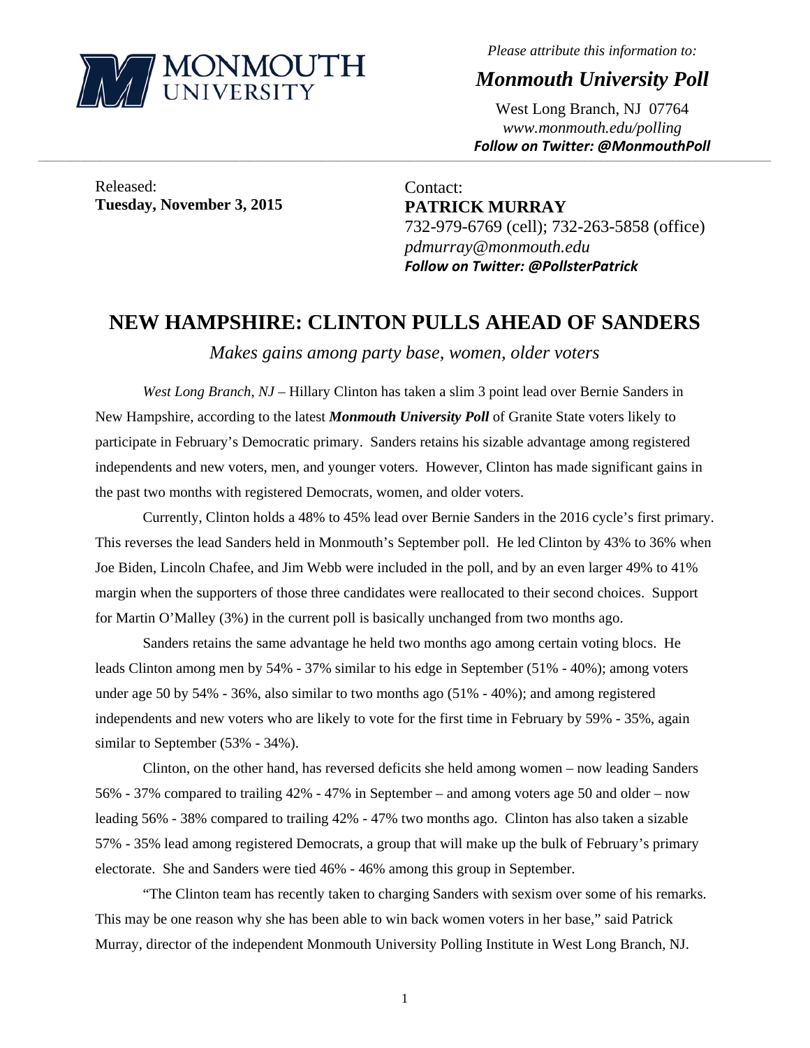Please attribute this information to:

***Monmouth University Poll***

West Long Branch, NJ 07764
*www.monmouth.edu/polling*
***Follow on Twitter: @MonmouthPoll***

Released:
**Tuesday, November 3, 2015**

Contact:
**PATRICK MURRAY**
732-979-6769 (cell); 732-263-5858 (office)
*pdmurray@monmouth.edu*
***Follow on Twitter: @PollsterPatrick***

# NEW HAMPSHIRE: CLINTON PULLS AHEAD OF SANDERS

*Makes gains among party base, women, older voters*

*West Long Branch, NJ* – Hillary Clinton has taken a slim 3 point lead over Bernie Sanders in New Hampshire, according to the latest ***Monmouth University Poll*** of Granite State voters likely to participate in February's Democratic primary. Sanders retains his sizable advantage among registered independents and new voters, men, and younger voters. However, Clinton has made significant gains in the past two months with registered Democrats, women, and older voters.

Currently, Clinton holds a 48% to 45% lead over Bernie Sanders in the 2016 cycle's first primary. This reverses the lead Sanders held in Monmouth's September poll. He led Clinton by 43% to 36% when Joe Biden, Lincoln Chafee, and Jim Webb were included in the poll, and by an even larger 49% to 41% margin when the supporters of those three candidates were reallocated to their second choices. Support for Martin O'Malley (3%) in the current poll is basically unchanged from two months ago.

Sanders retains the same advantage he held two months ago among certain voting blocs. He leads Clinton among men by 54% - 37% similar to his edge in September (51% - 40%); among voters under age 50 by 54% - 36%, also similar to two months ago (51% - 40%); and among registered independents and new voters who are likely to vote for the first time in February by 59% - 35%, again similar to September (53% - 34%).

Clinton, on the other hand, has reversed deficits she held among women – now leading Sanders 56% - 37% compared to trailing 42% - 47% in September – and among voters age 50 and older – now leading 56% - 38% compared to trailing 42% - 47% two months ago. Clinton has also taken a sizable 57% - 35% lead among registered Democrats, a group that will make up the bulk of February's primary electorate. She and Sanders were tied 46% - 46% among this group in September.

"The Clinton team has recently taken to charging Sanders with sexism over some of his remarks. This may be one reason why she has been able to win back women voters in her base," said Patrick Murray, director of the independent Monmouth University Polling Institute in West Long Branch, NJ.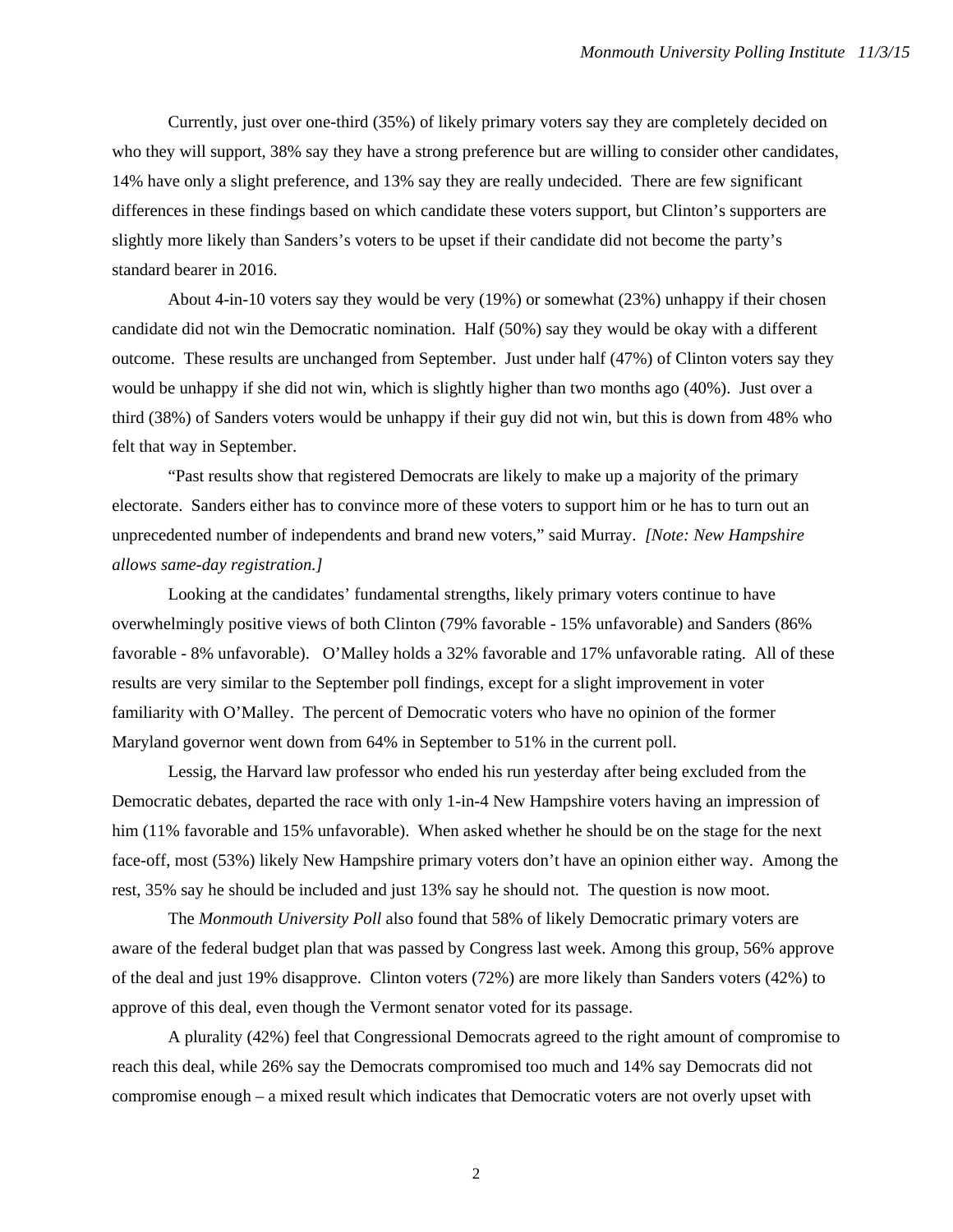Currently, just over one-third (35%) of likely primary voters say they are completely decided on who they will support, 38% say they have a strong preference but are willing to consider other candidates, 14% have only a slight preference, and 13% say they are really undecided. There are few significant differences in these findings based on which candidate these voters support, but Clinton's supporters are slightly more likely than Sanders's voters to be upset if their candidate did not become the party's standard bearer in 2016.

About 4-in-10 voters say they would be very (19%) or somewhat (23%) unhappy if their chosen candidate did not win the Democratic nomination. Half (50%) say they would be okay with a different outcome. These results are unchanged from September. Just under half (47%) of Clinton voters say they would be unhappy if she did not win, which is slightly higher than two months ago (40%). Just over a third (38%) of Sanders voters would be unhappy if their guy did not win, but this is down from 48% who felt that way in September.

"Past results show that registered Democrats are likely to make up a majority of the primary electorate. Sanders either has to convince more of these voters to support him or he has to turn out an unprecedented number of independents and brand new voters," said Murray. *[Note: New Hampshire allows same-day registration.]*

Looking at the candidates' fundamental strengths, likely primary voters continue to have overwhelmingly positive views of both Clinton (79% favorable - 15% unfavorable) and Sanders (86% favorable - 8% unfavorable). O'Malley holds a 32% favorable and 17% unfavorable rating. All of these results are very similar to the September poll findings, except for a slight improvement in voter familiarity with O'Malley. The percent of Democratic voters who have no opinion of the former Maryland governor went down from 64% in September to 51% in the current poll.

Lessig, the Harvard law professor who ended his run yesterday after being excluded from the Democratic debates, departed the race with only 1-in-4 New Hampshire voters having an impression of him (11% favorable and 15% unfavorable). When asked whether he should be on the stage for the next face-off, most (53%) likely New Hampshire primary voters don't have an opinion either way. Among the rest, 35% say he should be included and just 13% say he should not. The question is now moot.

The *Monmouth University Poll* also found that 58% of likely Democratic primary voters are aware of the federal budget plan that was passed by Congress last week. Among this group, 56% approve of the deal and just 19% disapprove. Clinton voters (72%) are more likely than Sanders voters (42%) to approve of this deal, even though the Vermont senator voted for its passage.

A plurality (42%) feel that Congressional Democrats agreed to the right amount of compromise to reach this deal, while 26% say the Democrats compromised too much and 14% say Democrats did not compromise enough – a mixed result which indicates that Democratic voters are not overly upset with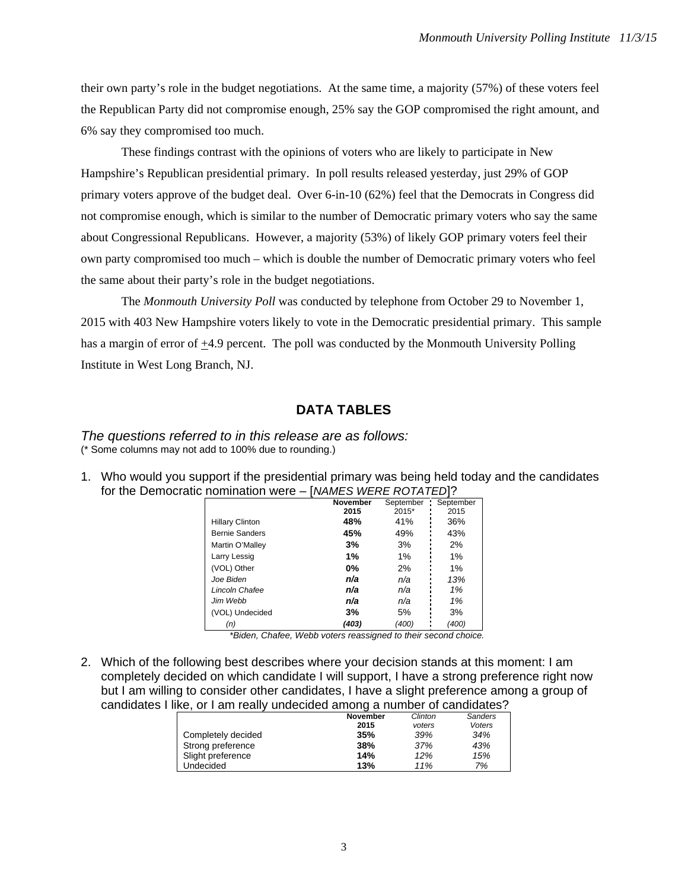their own party's role in the budget negotiations. At the same time, a majority (57%) of these voters feel the Republican Party did not compromise enough, 25% say the GOP compromised the right amount, and 6% say they compromised too much.

These findings contrast with the opinions of voters who are likely to participate in New Hampshire's Republican presidential primary. In poll results released yesterday, just 29% of GOP primary voters approve of the budget deal. Over 6-in-10 (62%) feel that the Democrats in Congress did not compromise enough, which is similar to the number of Democratic primary voters who say the same about Congressional Republicans. However, a majority (53%) of likely GOP primary voters feel their own party compromised too much – which is double the number of Democratic primary voters who feel the same about their party's role in the budget negotiations.

The *Monmouth University Poll* was conducted by telephone from October 29 to November 1, 2015 with 403 New Hampshire voters likely to vote in the Democratic presidential primary. This sample has a margin of error of ±4.9 percent. The poll was conducted by the Monmouth University Polling Institute in West Long Branch, NJ.

## DATA TABLES

*The questions referred to in this release are as follows:*
(* Some columns may not add to 100% due to rounding.)

1. Who would you support if the presidential primary was being held today and the candidates for the Democratic nomination were – [*NAMES WERE ROTATED*]?

| | **November 2015** | September 2015* | September 2015 |
|---|---|---|---|
| Hillary Clinton | **48%** | 41% | 36% |
| Bernie Sanders | **45%** | 49% | 43% |
| Martin O'Malley | **3%** | 3% | 2% |
| Larry Lessig | **1%** | 1% | 1% |
| (VOL) Other | **0%** | 2% | 1% |
| *Joe Biden* | ***n/a*** | *n/a* | *13%* |
| *Lincoln Chafee* | ***n/a*** | *n/a* | *1%* |
| *Jim Webb* | ***n/a*** | *n/a* | *1%* |
| (VOL) Undecided | **3%** | 5% | 3% |
| *(n)* | ***(403)*** | *(400)* | *(400)* |

*Biden, Chafee, Webb voters reassigned to their second choice.*

2. Which of the following best describes where your decision stands at this moment: I am completely decided on which candidate I will support, I have a strong preference right now but I am willing to consider other candidates, I have a slight preference among a group of candidates I like, or I am really undecided among a number of candidates?

| | **November 2015** | *Clinton voters* | *Sanders Voters* |
|---|---|---|---|
| Completely decided | **35%** | *39%* | *34%* |
| Strong preference | **38%** | *37%* | *43%* |
| Slight preference | **14%** | *12%* | *15%* |
| Undecided | **13%** | *11%* | *7%* |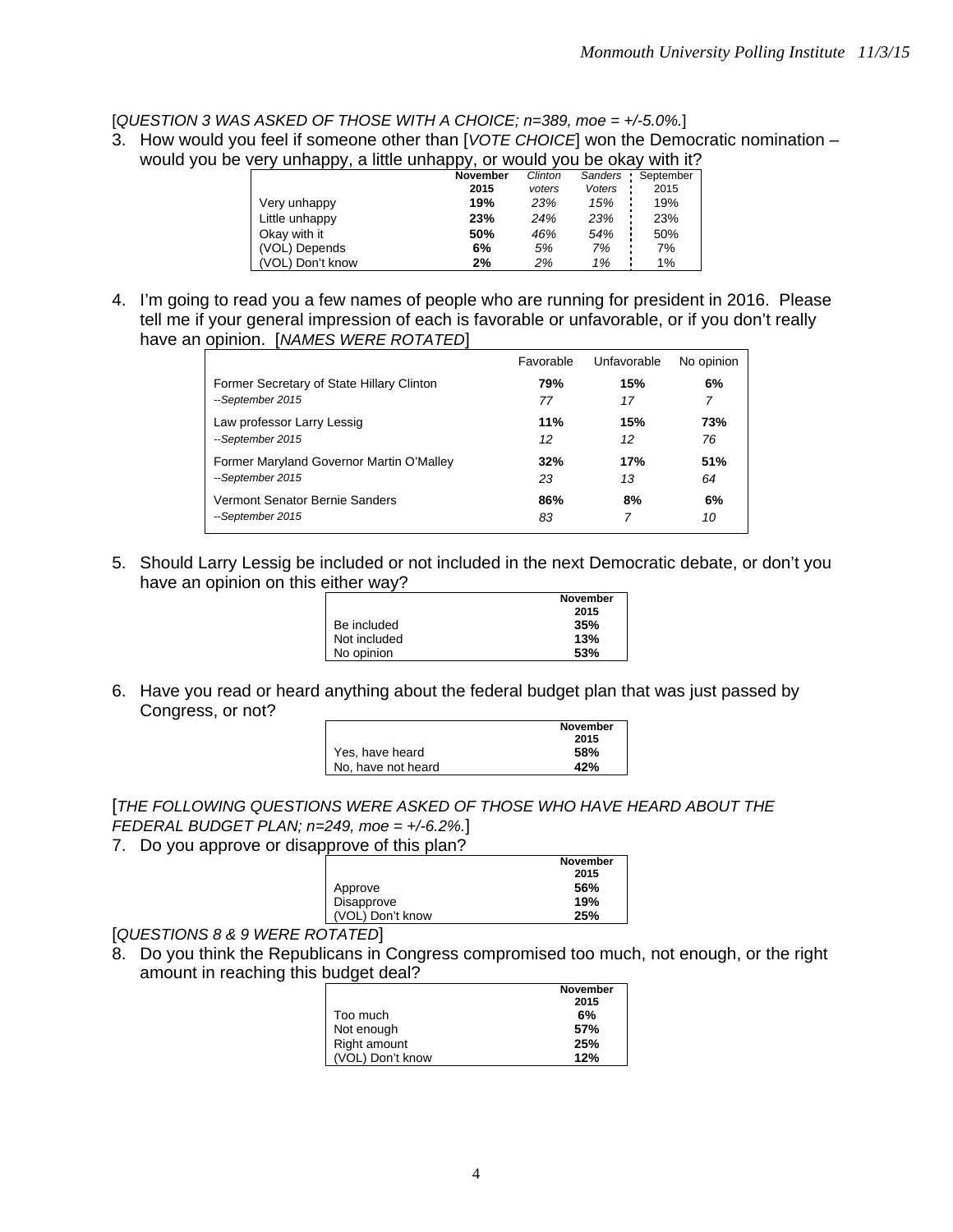[*QUESTION 3 WAS ASKED OF THOSE WITH A CHOICE; n=389, moe = +/-5.0%.*]

3. How would you feel if someone other than [*VOTE CHOICE*] won the Democratic nomination – would you be very unhappy, a little unhappy, or would you be okay with it?

| | **November 2015** | *Clinton voters* | *Sanders Voters* | September 2015 |
|---|---|---|---|---|
| Very unhappy | **19%** | *23%* | *15%* | 19% |
| Little unhappy | **23%** | *24%* | *23%* | 23% |
| Okay with it | **50%** | *46%* | *54%* | 50% |
| (VOL) Depends | **6%** | *5%* | *7%* | 7% |
| (VOL) Don't know | **2%** | *2%* | *1%* | 1% |

4. I'm going to read you a few names of people who are running for president in 2016. Please tell me if your general impression of each is favorable or unfavorable, or if you don't really have an opinion. [*NAMES WERE ROTATED*]

| | Favorable | Unfavorable | No opinion |
|---|---|---|---|
| Former Secretary of State Hillary Clinton | **79%** | **15%** | **6%** |
| *--September 2015* | *77* | *17* | *7* |
| Law professor Larry Lessig | **11%** | **15%** | **73%** |
| *--September 2015* | *12* | *12* | *76* |
| Former Maryland Governor Martin O'Malley | **32%** | **17%** | **51%** |
| *--September 2015* | *23* | *13* | *64* |
| Vermont Senator Bernie Sanders | **86%** | **8%** | **6%** |
| *--September 2015* | *83* | *7* | *10* |

5. Should Larry Lessig be included or not included in the next Democratic debate, or don't you have an opinion on this either way?

| | **November 2015** |
|---|---|
| Be included | **35%** |
| Not included | **13%** |
| No opinion | **53%** |

6. Have you read or heard anything about the federal budget plan that was just passed by Congress, or not?

| | **November 2015** |
|---|---|
| Yes, have heard | **58%** |
| No, have not heard | **42%** |

[*THE FOLLOWING QUESTIONS WERE ASKED OF THOSE WHO HAVE HEARD ABOUT THE FEDERAL BUDGET PLAN; n=249, moe = +/-6.2%.*]

7. Do you approve or disapprove of this plan?

| | **November 2015** |
|---|---|
| Approve | **56%** |
| Disapprove | **19%** |
| (VOL) Don't know | **25%** |

[*QUESTIONS 8 & 9 WERE ROTATED*]

8. Do you think the Republicans in Congress compromised too much, not enough, or the right amount in reaching this budget deal?

| | **November 2015** |
|---|---|
| Too much | **6%** |
| Not enough | **57%** |
| Right amount | **25%** |
| (VOL) Don't know | **12%** |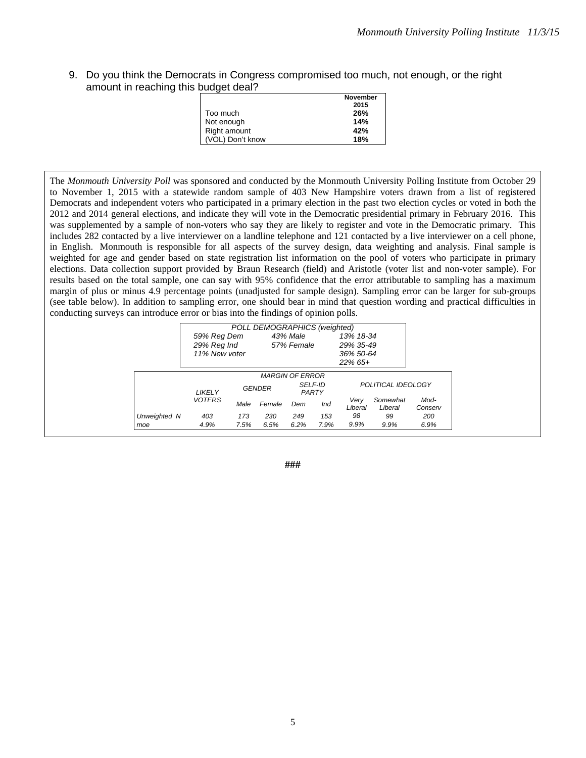9. Do you think the Democrats in Congress compromised too much, not enough, or the right amount in reaching this budget deal?

| | November 2015 |
|---|---|
| Too much | **26%** |
| Not enough | **14%** |
| Right amount | **42%** |
| (VOL) Don't know | **18%** |

The *Monmouth University Poll* was sponsored and conducted by the Monmouth University Polling Institute from October 29 to November 1, 2015 with a statewide random sample of 403 New Hampshire voters drawn from a list of registered Democrats and independent voters who participated in a primary election in the past two election cycles or voted in both the 2012 and 2014 general elections, and indicate they will vote in the Democratic presidential primary in February 2016. This was supplemented by a sample of non-voters who say they are likely to register and vote in the Democratic primary. This includes 282 contacted by a live interviewer on a landline telephone and 121 contacted by a live interviewer on a cell phone, in English. Monmouth is responsible for all aspects of the survey design, data weighting and analysis. Final sample is weighted for age and gender based on state registration list information on the pool of voters who participate in primary elections. Data collection support provided by Braun Research (field) and Aristotle (voter list and non-voter sample). For results based on the total sample, one can say with 95% confidence that the error attributable to sampling has a maximum margin of plus or minus 4.9 percentage points (unadjusted for sample design). Sampling error can be larger for sub-groups (see table below). In addition to sampling error, one should bear in mind that question wording and practical difficulties in conducting surveys can introduce error or bias into the findings of opinion polls.

| *POLL DEMOGRAPHICS (weighted)* | | |
|---|---|---|
| *59% Reg Dem* | *43% Male* | *13% 18-34* |
| *29% Reg Ind* | *57% Female* | *29% 35-49* |
| *11% New voter* | | *36% 50-64* |
| | | *22% 65+* |

| | *MARGIN OF ERROR* | | | | | | | |
|---|---|---|---|---|---|---|---|---|
| | *LIKELY VOTERS* | *GENDER* | | *SELF-ID PARTY* | | *POLITICAL IDEOLOGY* | | |
| | | *Male* | *Female* | *Dem* | *Ind* | *Very Liberal* | *Somewhat Liberal* | *Mod-Conserv* |
| *Unweighted N* | *403* | *173* | *230* | *249* | *153* | *98* | *99* | *200* |
| *moe* | *4.9%* | *7.5%* | *6.5%* | *6.2%* | *7.9%* | *9.9%* | *9.9%* | *6.9%* |

###